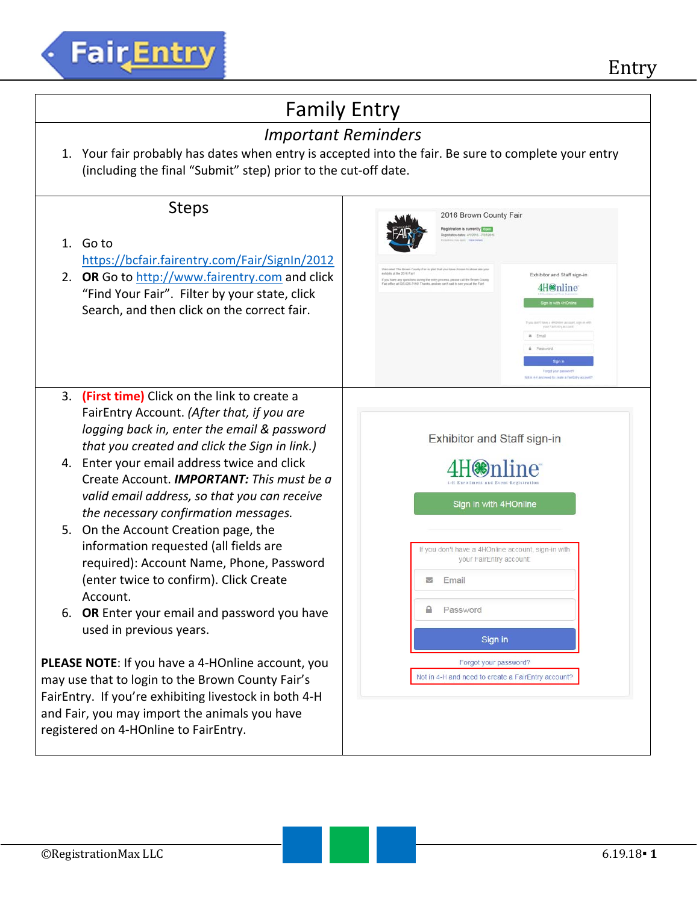# Family Entry

## *Important Reminders*

1. Your fair probably has dates when entry is accepted into the fair. Be sure to complete your entry (including the final "Submit" step) prior to the cut-off date.

## Steps

1. Go to https://bcfair.fairentry.com/Fair/SignIn/2012
2. **OR** Go to http://www.fairentry.com and click "Find Your Fair". Filter by your state, click Search, and then click on the correct fair.
3. **(First time)** Click on the link to create a FairEntry Account. *(After that, if you are logging back in, enter the email & password that you created and click the Sign in link.)*
4. Enter your email address twice and click Create Account. ***IMPORTANT:*** *This must be a valid email address, so that you can receive the necessary confirmation messages.*
5. On the Account Creation page, the information requested (all fields are required): Account Name, Phone, Password (enter twice to confirm). Click Create Account.
6. **OR** Enter your email and password you have used in previous years.

**PLEASE NOTE**: If you have a 4-HOnline account, you may use that to login to the Brown County Fair's FairEntry. If you're exhibiting livestock in both 4-H and Fair, you may import the animals you have registered on 4-HOnline to FairEntry.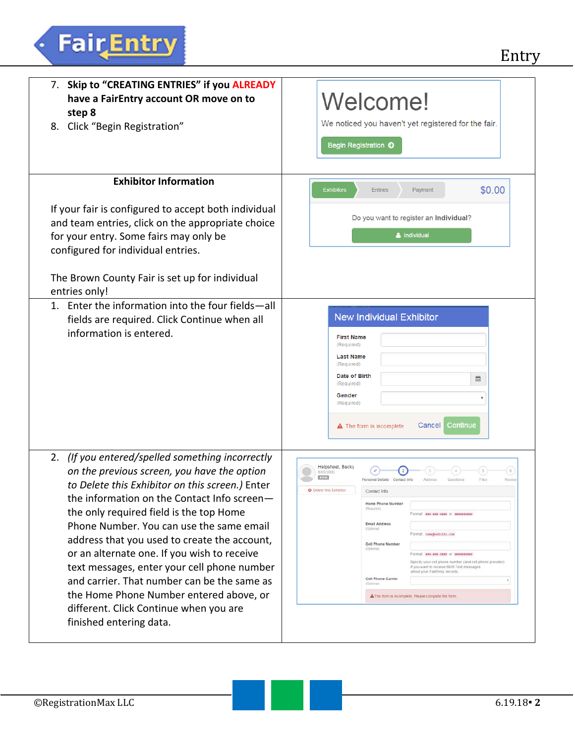| | |
|---|---|
| 7. **Skip to "CREATING ENTRIES" if you ALREADY have a FairEntry account OR move on to step 8**<br>8. Click "Begin Registration" | Welcome!<br>We noticed you haven't yet registered for the fair.<br>Begin Registration |
| **Exhibitor Information**<br><br>If your fair is configured to accept both individual and team entries, click on the appropriate choice for your entry. Some fairs may only be configured for individual entries.<br><br>The Brown County Fair is set up for individual entries only! | Exhibitors · Entries · Payment · $0.00<br>Do you want to register an **Individual**?<br>Individual |
| 1. Enter the information into the four fields—all fields are required. Click Continue when all information is entered. | New Individual Exhibitor<br>First Name (Required)<br>Last Name (Required)<br>Date of Birth (Required)<br>Gender (Required)<br>The form is incomplete · Cancel · Continue |
| 2. *(If you entered/spelled something incorrectly on the previous screen, you have the option to Delete this Exhibitor on this screen.)* Enter the information on the Contact Info screen—the only required field is the top Home Phone Number. You can use the same email address that you used to create the account, or an alternate one. If you wish to receive text messages, enter your cell phone number and carrier. That number can be the same as the Home Phone Number entered above, or different. Click Continue when you are finished entering data. | Helpsheet, Becky<br>Personal Details · Contact Info · Address · Questions · Files · Review<br>Delete this Exhibitor<br>Contact Info<br>Home Phone Number (Required)<br>Email Address (Optional)<br>Cell Phone Number (Optional)<br>Cell Phone Carrier (Optional)<br>The form is incomplete. Please complete the form. |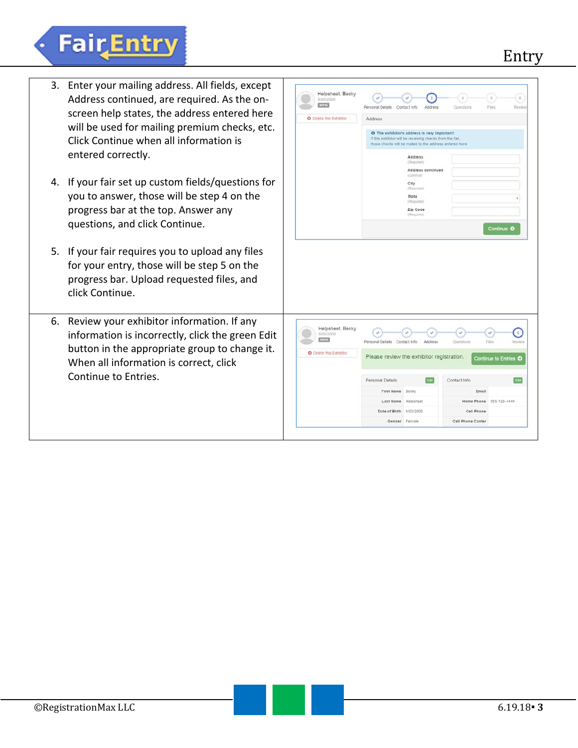3. Enter your mailing address. All fields, except Address continued, are required. As the on-screen help states, the address entered here will be used for mailing premium checks, etc. Click Continue when all information is entered correctly.

4. If your fair set up custom fields/questions for you to answer, those will be step 4 on the progress bar at the top. Answer any questions, and click Continue.

5. If your fair requires you to upload any files for your entry, those will be step 5 on the progress bar. Upload requested files, and click Continue.

6. Review your exhibitor information. If any information is incorrectly, click the green Edit button in the appropriate group to change it. When all information is correct, click Continue to Entries.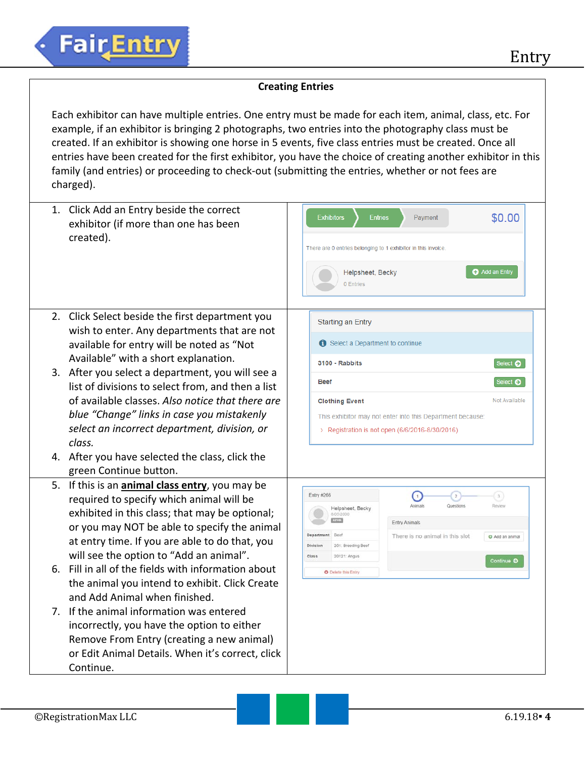## Creating Entries

Each exhibitor can have multiple entries. One entry must be made for each item, animal, class, etc. For example, if an exhibitor is bringing 2 photographs, two entries into the photography class must be created. If an exhibitor is showing one horse in 5 events, five class entries must be created. Once all entries have been created for the first exhibitor, you have the choice of creating another exhibitor in this family (and entries) or proceeding to check-out (submitting the entries, whether or not fees are charged).

1. Click Add an Entry beside the correct exhibitor (if more than one has been created).

2. Click Select beside the first department you wish to enter. Any departments that are not available for entry will be noted as "Not Available" with a short explanation.
3. After you select a department, you will see a list of divisions to select from, and then a list of available classes. *Also notice that there are blue "Change" links in case you mistakenly select an incorrect department, division, or class.*
4. After you have selected the class, click the green Continue button.

5. If this is an **animal class entry**, you may be required to specify which animal will be exhibited in this class; that may be optional; or you may NOT be able to specify the animal at entry time. If you are able to do that, you will see the option to "Add an animal".
6. Fill in all of the fields with information about the animal you intend to exhibit. Click Create and Add Animal when finished.
7. If the animal information was entered incorrectly, you have the option to either Remove From Entry (creating a new animal) or Edit Animal Details. When it's correct, click Continue.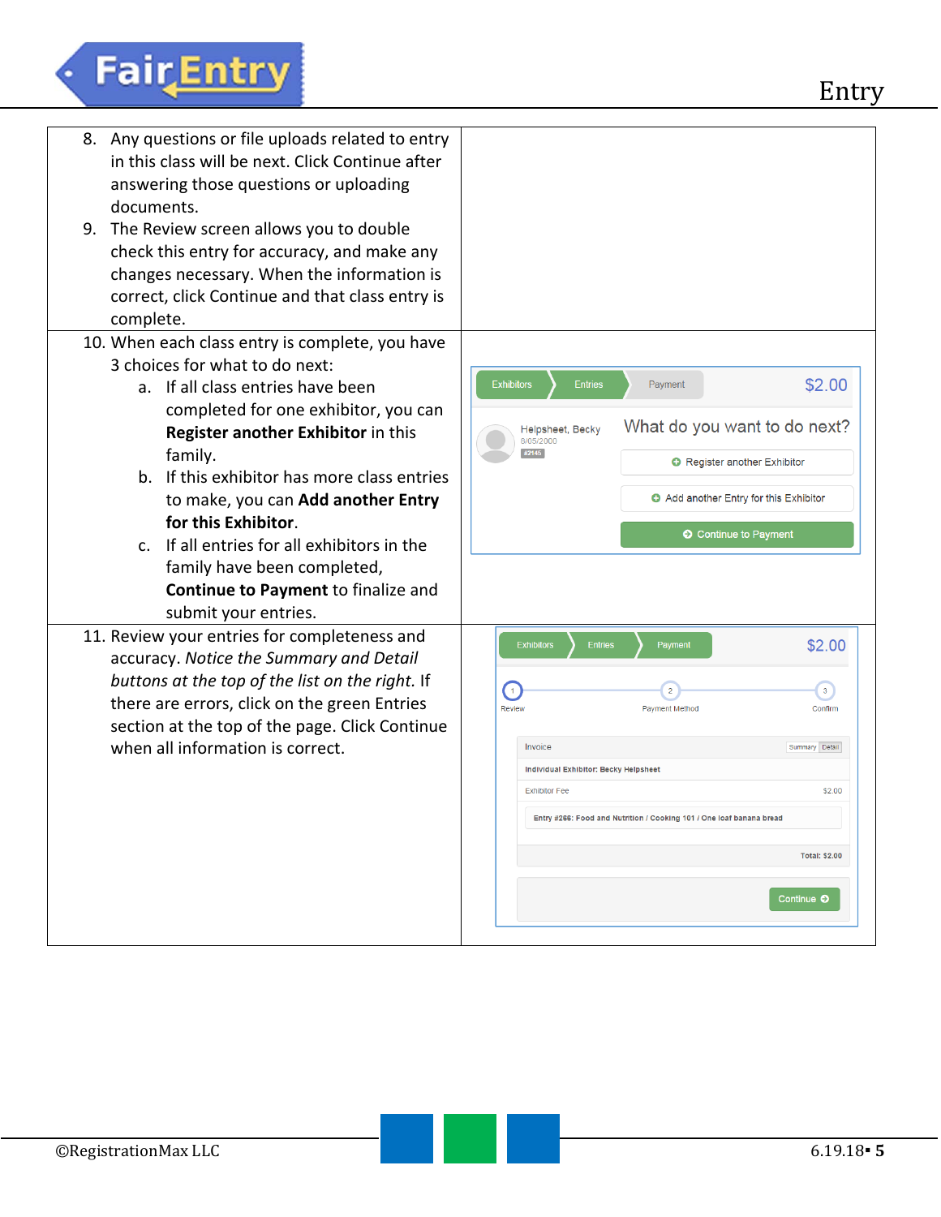8. Any questions or file uploads related to entry in this class will be next. Click Continue after answering those questions or uploading documents.
9. The Review screen allows you to double check this entry for accuracy, and make any changes necessary. When the information is correct, click Continue and that class entry is complete.
10. When each class entry is complete, you have 3 choices for what to do next:
    a. If all class entries have been completed for one exhibitor, you can **Register another Exhibitor** in this family.
    b. If this exhibitor has more class entries to make, you can **Add another Entry for this Exhibitor**.
    c. If all entries for all exhibitors in the family have been completed, **Continue to Payment** to finalize and submit your entries.
11. Review your entries for completeness and accuracy. *Notice the Summary and Detail buttons at the top of the list on the right.* If there are errors, click on the green Entries section at the top of the page. Click Continue when all information is correct.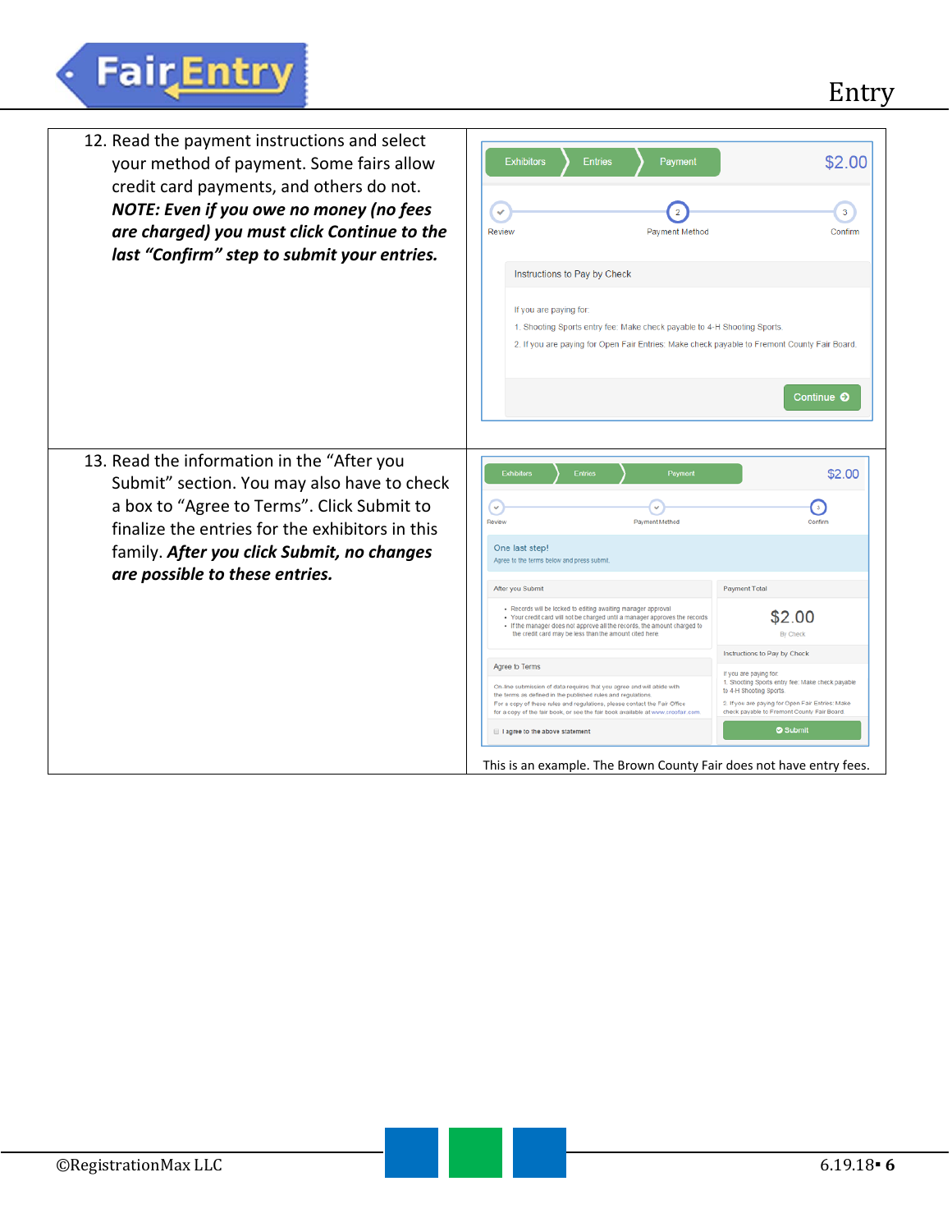| | |
|---|---|
| 12. Read the payment instructions and select your method of payment. Some fairs allow credit card payments, and others do not. ***NOTE: Even if you owe no money (no fees are charged) you must click Continue to the last "Confirm" step to submit your entries.*** | Exhibitors / Entries / Payment $2.00<br>Review — Payment Method — Confirm<br>Instructions to Pay by Check<br>If you are paying for:<br>1. Shooting Sports entry fee: Make check payable to 4-H Shooting Sports.<br>2. If you are paying for Open Fair Entries: Make check payable to Fremont County Fair Board.<br>Continue |
| 13. Read the information in the "After you Submit" section. You may also have to check a box to "Agree to Terms". Click Submit to finalize the entries for the exhibitors in this family. ***After you click Submit, no changes are possible to these entries.*** | Exhibitors / Entries / Payment $2.00<br>Review — Payment Method — Confirm<br>One last step!<br>Agree to the terms below and press submit.<br>After you Submit<br>• Records will be locked to editing awaiting manager approval<br>• Your credit card will not be charged until a manager approves the records<br>• If the manager does not approve all the records, the amount charged to the credit card may be less than the amount cited here.<br>Payment Total<br>$2.00<br>By Check<br>Agree to Terms<br>On-line submission of data requires that you agree and will abide with the terms as defined in the published rules and regulations.<br>For a copy of these rules and regulations, please contact the Fair Office for a copy of the fair book, or see the fair book available at www.crcofair.com<br>I agree to the above statement<br>Instructions to Pay by Check<br>If you are paying for:<br>1. Shooting Sports entry fee: Make check payable to 4-H Shooting Sports.<br>2. If you are paying for Open Fair Entries: Make check payable to Fremont County Fair Board.<br>Submit<br><br>This is an example. The Brown County Fair does not have entry fees. |